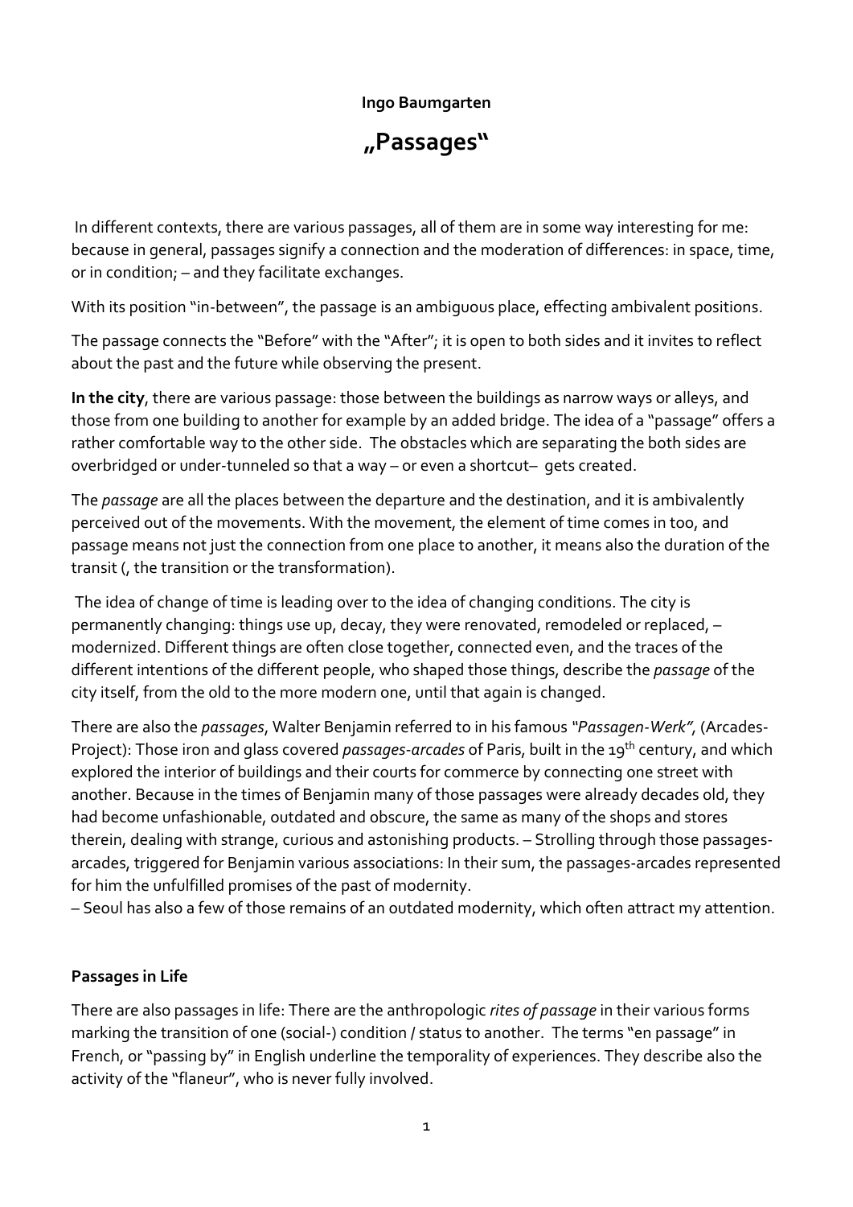**Ingo Baumgarten**

# „Passages“

In different contexts, there are various passages, all of them are in some way interesting for me: because in general, passages signify a connection and the moderation of differences: in space, time, or in condition; – and they facilitate exchanges.

With its position "in-between", the passage is an ambiguous place, effecting ambivalent positions.

The passage connects the "Before" with the "After"; it is open to both sides and it invites to reflect about the past and the future while observing the present.

**In the city**, there are various passage: those between the buildings as narrow ways or alleys, and those from one building to another for example by an added bridge. The idea of a "passage" offers a rather comfortable way to the other side. The obstacles which are separating the both sides are overbridged or under-tunneled so that a way – or even a shortcut– gets created.

The *passage* are all the places between the departure and the destination, and it is ambivalently perceived out of the movements. With the movement, the element of time comes in too, and passage means not just the connection from one place to another, it means also the duration of the transit (, the transition or the transformation).

The idea of change of time is leading over to the idea of changing conditions. The city is permanently changing: things use up, decay, they were renovated, remodeled or replaced, – modernized. Different things are often close together, connected even, and the traces of the different intentions of the different people, who shaped those things, describe the *passage* of the city itself, from the old to the more modern one, until that again is changed.

There are also the *passages*, Walter Benjamin referred to in his famous *"Passagen-Werk"*, (Arcades-Project): Those iron and glass covered *passages-arcades* of Paris, built in the 19th century, and which explored the interior of buildings and their courts for commerce by connecting one street with another. Because in the times of Benjamin many of those passages were already decades old, they had become unfashionable, outdated and obscure, the same as many of the shops and stores therein, dealing with strange, curious and astonishing products. – Strolling through those passages-arcades, triggered for Benjamin various associations: In their sum, the passages-arcades represented for him the unfulfilled promises of the past of modernity.
– Seoul has also a few of those remains of an outdated modernity, which often attract my attention.

## Passages in Life

There are also passages in life: There are the anthropologic *rites of passage* in their various forms marking the transition of one (social-) condition / status to another. The terms "en passage" in French, or "passing by" in English underline the temporality of experiences. They describe also the activity of the "flaneur", who is never fully involved.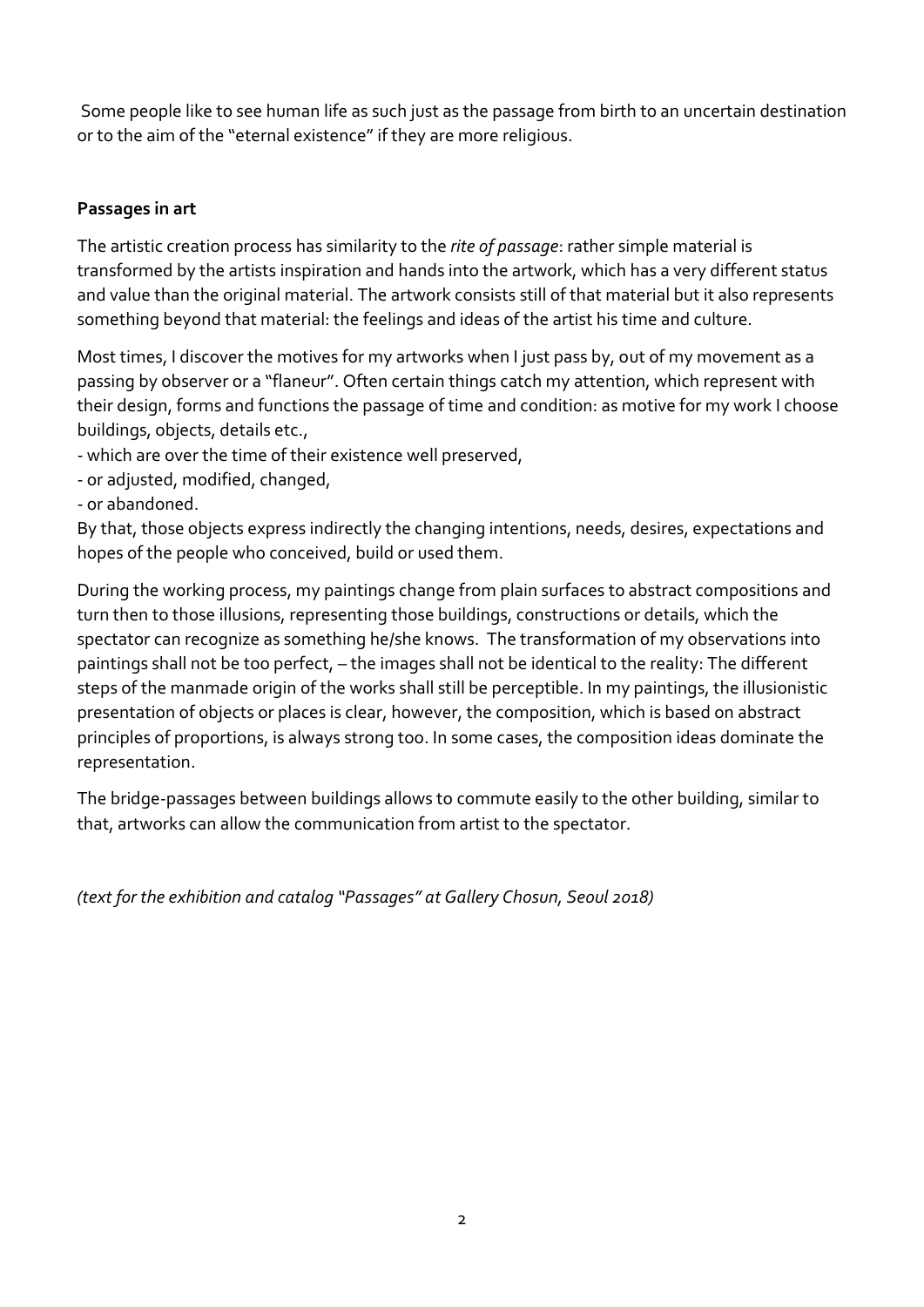Some people like to see human life as such just as the passage from birth to an uncertain destination or to the aim of the "eternal existence" if they are more religious.

**Passages in art**

The artistic creation process has similarity to the *rite of passage*: rather simple material is transformed by the artists inspiration and hands into the artwork, which has a very different status and value than the original material. The artwork consists still of that material but it also represents something beyond that material: the feelings and ideas of the artist his time and culture.

Most times, I discover the motives for my artworks when I just pass by, out of my movement as a passing by observer or a "flaneur". Often certain things catch my attention, which represent with their design, forms and functions the passage of time and condition: as motive for my work I choose buildings, objects, details etc.,

- which are over the time of their existence well preserved,
- or adjusted, modified, changed,
- or abandoned.

By that, those objects express indirectly the changing intentions, needs, desires, expectations and hopes of the people who conceived, build or used them.

During the working process, my paintings change from plain surfaces to abstract compositions and turn then to those illusions, representing those buildings, constructions or details, which the spectator can recognize as something he/she knows. The transformation of my observations into paintings shall not be too perfect, – the images shall not be identical to the reality: The different steps of the manmade origin of the works shall still be perceptible. In my paintings, the illusionistic presentation of objects or places is clear, however, the composition, which is based on abstract principles of proportions, is always strong too. In some cases, the composition ideas dominate the representation.

The bridge-passages between buildings allows to commute easily to the other building, similar to that, artworks can allow the communication from artist to the spectator.

*(text for the exhibition and catalog "Passages" at Gallery Chosun, Seoul 2018)*